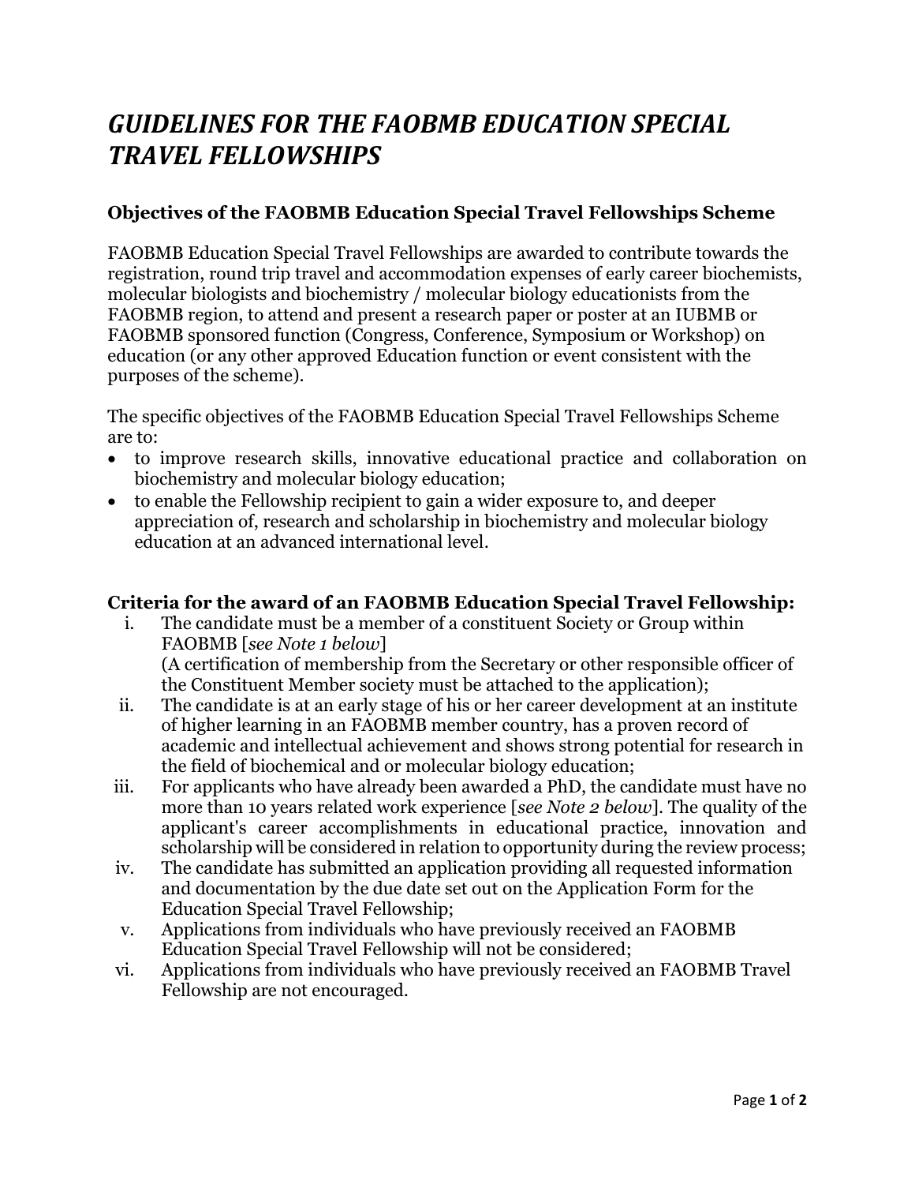# *GUIDELINES FOR THE FAOBMB EDUCATION SPECIAL TRAVEL FELLOWSHIPS*

### Objectives of the FAOBMB Education Special Travel Fellowships Scheme

FAOBMB Education Special Travel Fellowships are awarded to contribute towards the registration, round trip travel and accommodation expenses of early career biochemists, molecular biologists and biochemistry / molecular biology educationists from the FAOBMB region, to attend and present a research paper or poster at an IUBMB or FAOBMB sponsored function (Congress, Conference, Symposium or Workshop) on education (or any other approved Education function or event consistent with the purposes of the scheme).

The specific objectives of the FAOBMB Education Special Travel Fellowships Scheme are to:

- to improve research skills, innovative educational practice and collaboration on biochemistry and molecular biology education;
- to enable the Fellowship recipient to gain a wider exposure to, and deeper appreciation of, research and scholarship in biochemistry and molecular biology education at an advanced international level.

### Criteria for the award of an FAOBMB Education Special Travel Fellowship:

i. The candidate must be a member of a constituent Society or Group within FAOBMB [*see Note 1 below*]
(A certification of membership from the Secretary or other responsible officer of the Constituent Member society must be attached to the application);

ii. The candidate is at an early stage of his or her career development at an institute of higher learning in an FAOBMB member country, has a proven record of academic and intellectual achievement and shows strong potential for research in the field of biochemical and or molecular biology education;

iii. For applicants who have already been awarded a PhD, the candidate must have no more than 10 years related work experience [*see Note 2 below*]. The quality of the applicant's career accomplishments in educational practice, innovation and scholarship will be considered in relation to opportunity during the review process;

iv. The candidate has submitted an application providing all requested information and documentation by the due date set out on the Application Form for the Education Special Travel Fellowship;

v. Applications from individuals who have previously received an FAOBMB Education Special Travel Fellowship will not be considered;

vi. Applications from individuals who have previously received an FAOBMB Travel Fellowship are not encouraged.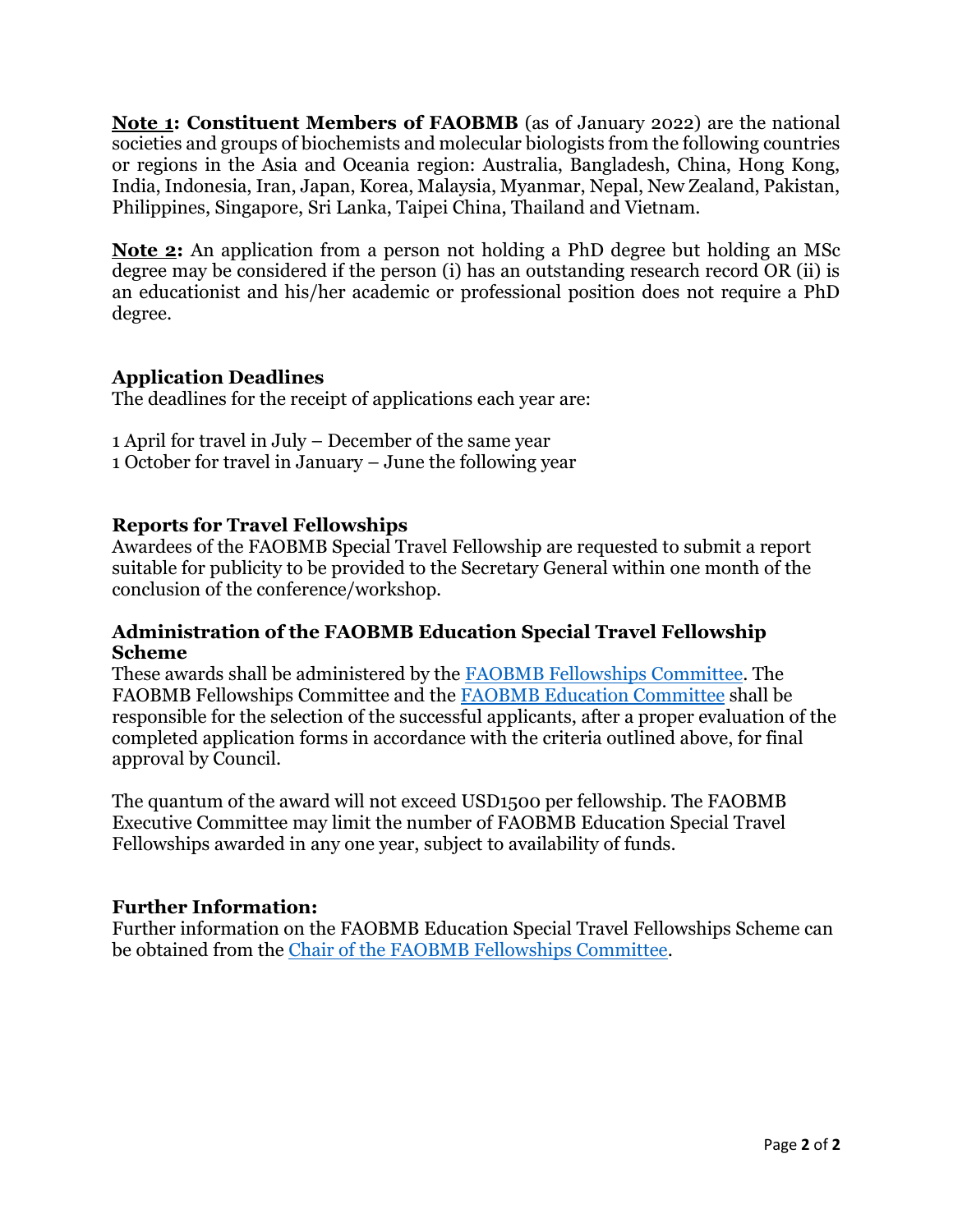**Note 1: Constituent Members of FAOBMB** (as of January 2022) are the national societies and groups of biochemists and molecular biologists from the following countries or regions in the Asia and Oceania region: Australia, Bangladesh, China, Hong Kong, India, Indonesia, Iran, Japan, Korea, Malaysia, Myanmar, Nepal, New Zealand, Pakistan, Philippines, Singapore, Sri Lanka, Taipei China, Thailand and Vietnam.

**Note 2:** An application from a person not holding a PhD degree but holding an MSc degree may be considered if the person (i) has an outstanding research record OR (ii) is an educationist and his/her academic or professional position does not require a PhD degree.

## Application Deadlines

The deadlines for the receipt of applications each year are:

1 April for travel in July – December of the same year
1 October for travel in January – June the following year

## Reports for Travel Fellowships

Awardees of the FAOBMB Special Travel Fellowship are requested to submit a report suitable for publicity to be provided to the Secretary General within one month of the conclusion of the conference/workshop.

## Administration of the FAOBMB Education Special Travel Fellowship Scheme

These awards shall be administered by the FAOBMB Fellowships Committee. The FAOBMB Fellowships Committee and the FAOBMB Education Committee shall be responsible for the selection of the successful applicants, after a proper evaluation of the completed application forms in accordance with the criteria outlined above, for final approval by Council.

The quantum of the award will not exceed USD1500 per fellowship. The FAOBMB Executive Committee may limit the number of FAOBMB Education Special Travel Fellowships awarded in any one year, subject to availability of funds.

## Further Information:

Further information on the FAOBMB Education Special Travel Fellowships Scheme can be obtained from the Chair of the FAOBMB Fellowships Committee.